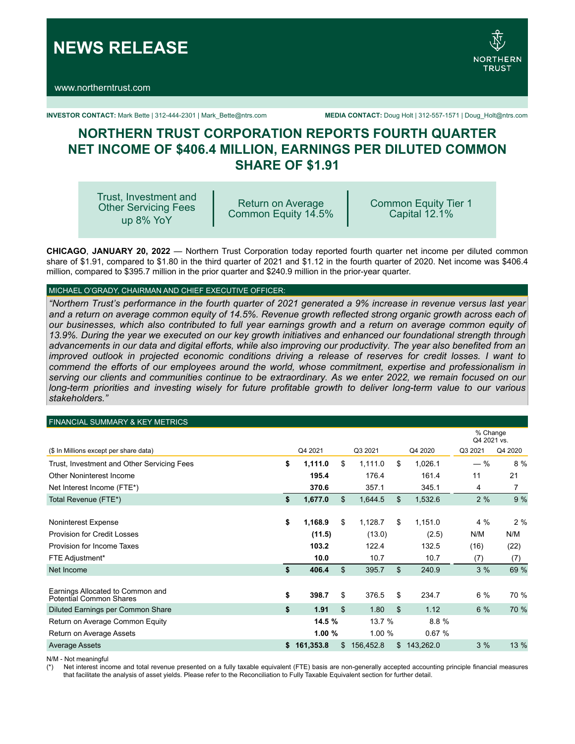# NEWS RELEASE

www.northerntrust.com

**INVESTOR CONTACT:** Mark Bette | 312-444-2301 | Mark_Bette@ntrs.com

**MEDIA CONTACT:** Doug Holt | 312-557-1571 | Doug_Holt@ntrs.com

## NORTHERN TRUST CORPORATION REPORTS FOURTH QUARTER NET INCOME OF $406.4 MILLION, EARNINGS PER DILUTED COMMON SHARE OF $1.91

| Trust, Investment and Other Servicing Fees up 8% YoY | Return on Average Common Equity 14.5% | Common Equity Tier 1 Capital 12.1% |
|---|---|---|

**CHICAGO**, **JANUARY 20, 2022** — Northern Trust Corporation today reported fourth quarter net income per diluted common share of $1.91, compared to $1.80 in the third quarter of 2021 and $1.12 in the fourth quarter of 2020. Net income was $406.4 million, compared to $395.7 million in the prior quarter and $240.9 million in the prior-year quarter.

### MICHAEL O'GRADY, CHAIRMAN AND CHIEF EXECUTIVE OFFICER:

*"Northern Trust's performance in the fourth quarter of 2021 generated a 9% increase in revenue versus last year and a return on average common equity of 14.5%. Revenue growth reflected strong organic growth across each of our businesses, which also contributed to full year earnings growth and a return on average common equity of 13.9%. During the year we executed on our key growth initiatives and enhanced our foundational strength through advancements in our data and digital efforts, while also improving our productivity. The year also benefited from an improved outlook in projected economic conditions driving a release of reserves for credit losses. I want to commend the efforts of our employees around the world, whose commitment, expertise and professionalism in serving our clients and communities continue to be extraordinary. As we enter 2022, we remain focused on our long-term priorities and investing wisely for future profitable growth to deliver long-term value to our various stakeholders."*

### FINANCIAL SUMMARY & KEY METRICS

| ($ In Millions except per share data) | Q4 2021 | Q3 2021 | Q4 2020 | % Change Q4 2021 vs. Q3 2021 | % Change Q4 2021 vs. Q4 2020 |
|---|---|---|---|---|---|
| Trust, Investment and Other Servicing Fees | **$ 1,111.0** | $ 1,111.0 | $ 1,026.1 | — % | 8 % |
| Other Noninterest Income | **195.4** | 176.4 | 161.4 | 11 | 21 |
| Net Interest Income (FTE*) | **370.6** | 357.1 | 345.1 | 4 | 7 |
| Total Revenue (FTE*) | **$ 1,677.0** | $ 1,644.5 | $ 1,532.6 | 2 % | 9 % |
| Noninterest Expense | **$ 1,168.9** | $ 1,128.7 | $ 1,151.0 | 4 % | 2 % |
| Provision for Credit Losses | **(11.5)** | (13.0) | (2.5) | N/M | N/M |
| Provision for Income Taxes | **103.2** | 122.4 | 132.5 | (16) | (22) |
| FTE Adjustment* | **10.0** | 10.7 | 10.7 | (7) | (7) |
| Net Income | **$ 406.4** | $ 395.7 | $ 240.9 | 3 % | 69 % |
| Earnings Allocated to Common and Potential Common Shares | **$ 398.7** | $ 376.5 | $ 234.7 | 6 % | 70 % |
| Diluted Earnings per Common Share | **$ 1.91** | $ 1.80 | $ 1.12 | 6 % | 70 % |
| Return on Average Common Equity | **14.5 %** | 13.7 % | 8.8 % | | |
| Return on Average Assets | **1.00 %** | 1.00 % | 0.67 % | | |
| Average Assets | **$ 161,353.8** | $ 156,452.8 | $ 143,262.0 | 3 % | 13 % |

N/M - Not meaningful

(*) Net interest income and total revenue presented on a fully taxable equivalent (FTE) basis are non-generally accepted accounting principle financial measures that facilitate the analysis of asset yields. Please refer to the Reconciliation to Fully Taxable Equivalent section for further detail.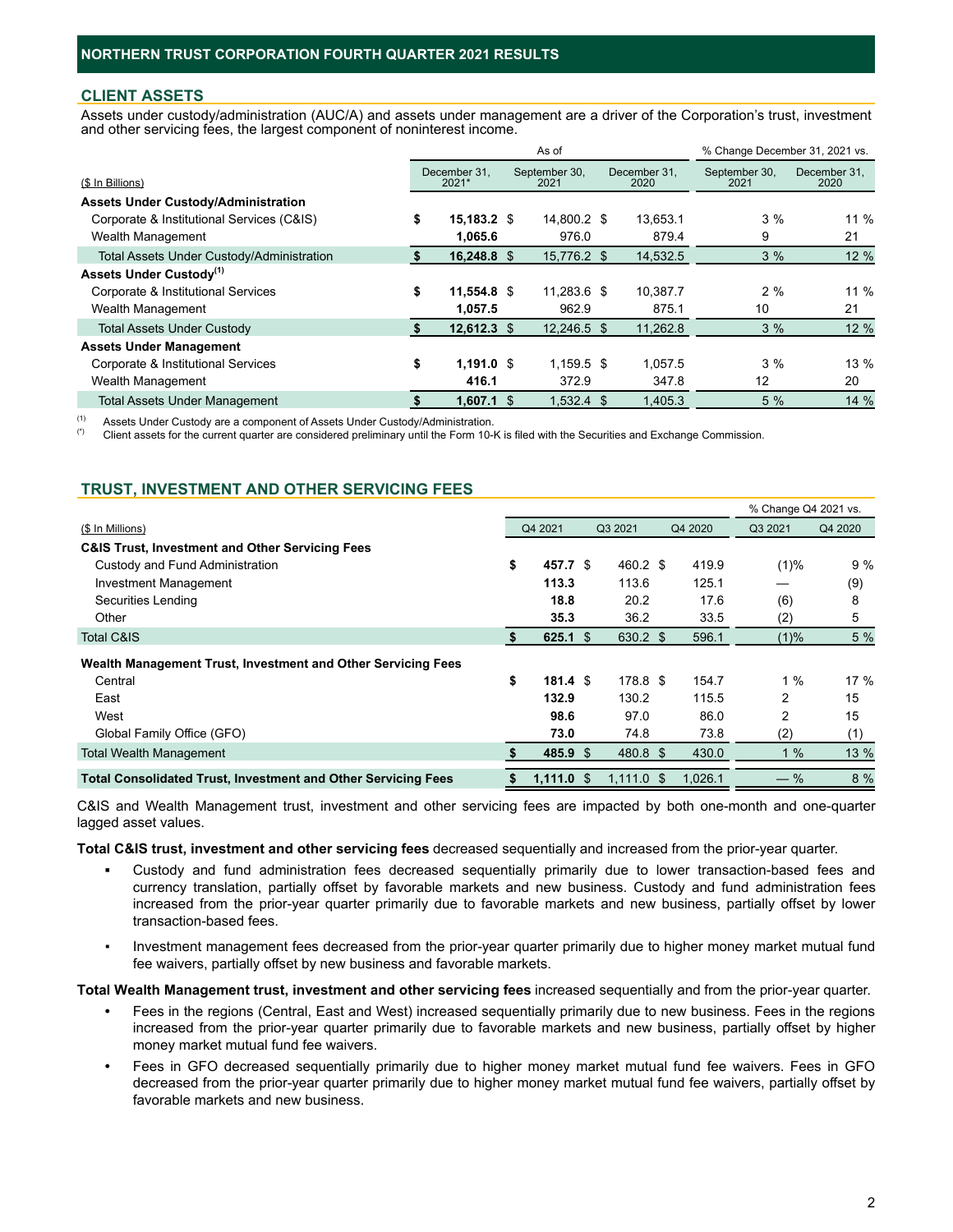## NORTHERN TRUST CORPORATION FOURTH QUARTER 2021 RESULTS

### CLIENT ASSETS

Assets under custody/administration (AUC/A) and assets under management are a driver of the Corporation's trust, investment and other servicing fees, the largest component of noninterest income.

| ($ In Billions) | As of December 31, 2021* | As of September 30, 2021 | As of December 31, 2020 | % Change December 31, 2021 vs. September 30, 2021 | % Change December 31, 2021 vs. December 31, 2020 |
|---|---|---|---|---|---|
| **Assets Under Custody/Administration** | | | | | |
| Corporate & Institutional Services (C&IS) | **$ 15,183.2** | $ 14,800.2 | $ 13,653.1 | 3 % | 11 % |
| Wealth Management | **1,065.6** | 976.0 | 879.4 | 9 | 21 |
| Total Assets Under Custody/Administration | **$ 16,248.8** | $ 15,776.2 | $ 14,532.5 | 3 % | 12 % |
| **Assets Under Custody[(1)]** | | | | | |
| Corporate & Institutional Services | **$ 11,554.8** | $ 11,283.6 | $ 10,387.7 | 2 % | 11 % |
| Wealth Management | **1,057.5** | 962.9 | 875.1 | 10 | 21 |
| Total Assets Under Custody | **$ 12,612.3** | $ 12,246.5 | $ 11,262.8 | 3 % | 12 % |
| **Assets Under Management** | | | | | |
| Corporate & Institutional Services | **$ 1,191.0** | $ 1,159.5 | $ 1,057.5 | 3 % | 13 % |
| Wealth Management | **416.1** | 372.9 | 347.8 | 12 | 20 |
| Total Assets Under Management | **$ 1,607.1** | $ 1,532.4 | $ 1,405.3 | 5 % | 14 % |

(1) Assets Under Custody are a component of Assets Under Custody/Administration.
(*) Client assets for the current quarter are considered preliminary until the Form 10-K is filed with the Securities and Exchange Commission.

### TRUST, INVESTMENT AND OTHER SERVICING FEES

| ($ In Millions) | Q4 2021 | Q3 2021 | Q4 2020 | % Change Q4 2021 vs. Q3 2021 | % Change Q4 2021 vs. Q4 2020 |
|---|---|---|---|---|---|
| **C&IS Trust, Investment and Other Servicing Fees** | | | | | |
| Custody and Fund Administration | **$ 457.7** | $ 460.2 | $ 419.9 | (1)% | 9 % |
| Investment Management | **113.3** | 113.6 | 125.1 | — | (9) |
| Securities Lending | **18.8** | 20.2 | 17.6 | (6) | 8 |
| Other | **35.3** | 36.2 | 33.5 | (2) | 5 |
| Total C&IS | **$ 625.1** | $ 630.2 | $ 596.1 | (1)% | 5 % |
| **Wealth Management Trust, Investment and Other Servicing Fees** | | | | | |
| Central | **$ 181.4** | $ 178.8 | $ 154.7 | 1 % | 17 % |
| East | **132.9** | 130.2 | 115.5 | 2 | 15 |
| West | **98.6** | 97.0 | 86.0 | 2 | 15 |
| Global Family Office (GFO) | **73.0** | 74.8 | 73.8 | (2) | (1) |
| Total Wealth Management | **$ 485.9** | $ 480.8 | $ 430.0 | 1 % | 13 % |
| **Total Consolidated Trust, Investment and Other Servicing Fees** | **$ 1,111.0** | $ 1,111.0 | $ 1,026.1 | — % | 8 % |

C&IS and Wealth Management trust, investment and other servicing fees are impacted by both one-month and one-quarter lagged asset values.

**Total C&IS trust, investment and other servicing fees** decreased sequentially and increased from the prior-year quarter.

- Custody and fund administration fees decreased sequentially primarily due to lower transaction-based fees and currency translation, partially offset by favorable markets and new business. Custody and fund administration fees increased from the prior-year quarter primarily due to favorable markets and new business, partially offset by lower transaction-based fees.
- Investment management fees decreased from the prior-year quarter primarily due to higher money market mutual fund fee waivers, partially offset by new business and favorable markets.

**Total Wealth Management trust, investment and other servicing fees** increased sequentially and from the prior-year quarter.

- Fees in the regions (Central, East and West) increased sequentially primarily due to new business. Fees in the regions increased from the prior-year quarter primarily due to favorable markets and new business, partially offset by higher money market mutual fund fee waivers.
- Fees in GFO decreased sequentially primarily due to higher money market mutual fund fee waivers. Fees in GFO decreased from the prior-year quarter primarily due to higher money market mutual fund fee waivers, partially offset by favorable markets and new business.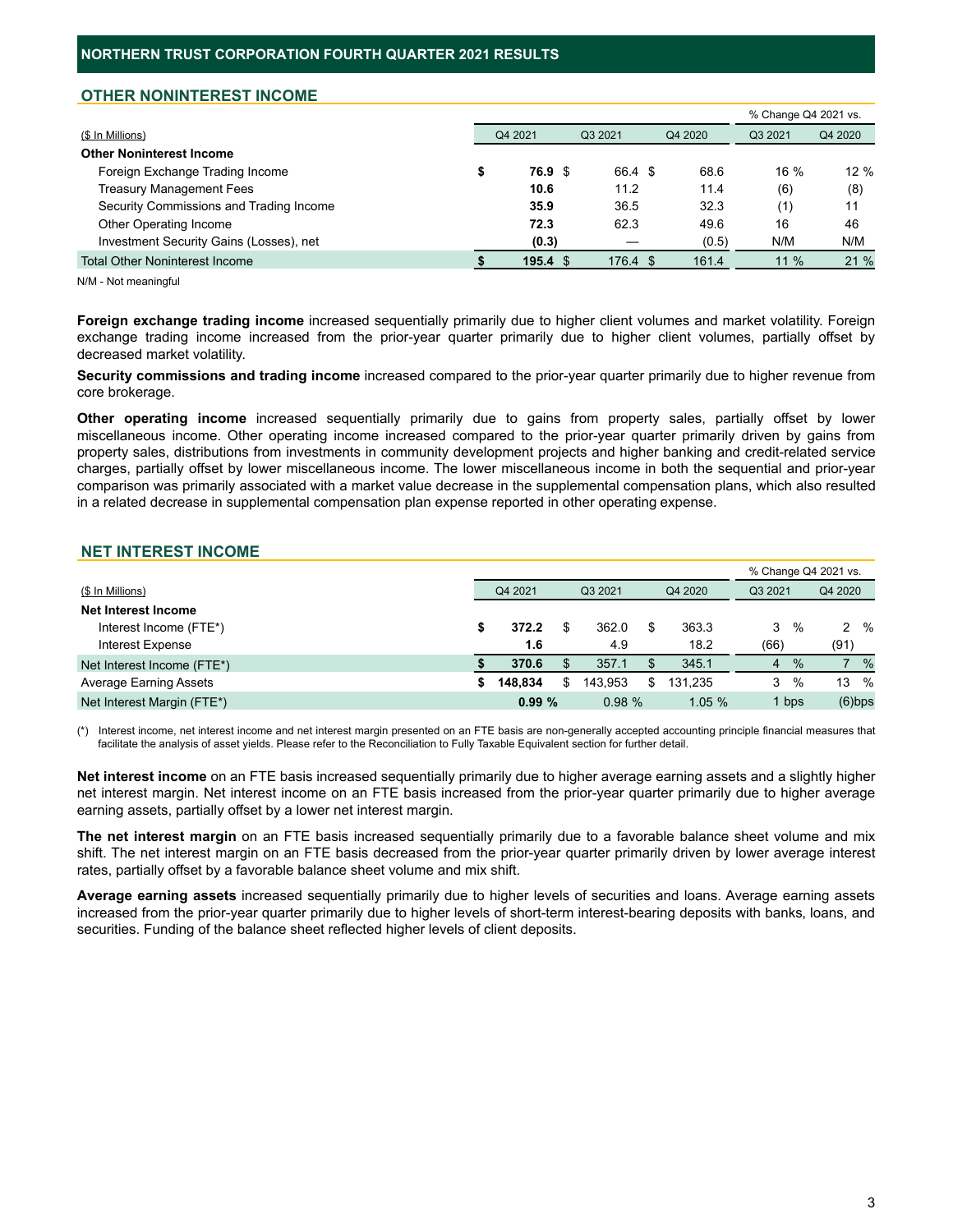## OTHER NONINTEREST INCOME

| ($ In Millions) | Q4 2021 | Q3 2021 | Q4 2020 | % Change Q4 2021 vs. Q3 2021 | % Change Q4 2021 vs. Q4 2020 |
|---|---|---|---|---|---|
| **Other Noninterest Income** | | | | | |
| Foreign Exchange Trading Income | **$ 76.9** | $ 66.4 | $ 68.6 | 16 % | 12 % |
| Treasury Management Fees | **10.6** | 11.2 | 11.4 | (6) | (8) |
| Security Commissions and Trading Income | **35.9** | 36.5 | 32.3 | (1) | 11 |
| Other Operating Income | **72.3** | 62.3 | 49.6 | 16 | 46 |
| Investment Security Gains (Losses), net | **(0.3)** | — | (0.5) | N/M | N/M |
| Total Other Noninterest Income | **$ 195.4** | $ 176.4 | $ 161.4 | 11 % | 21 % |

N/M - Not meaningful

**Foreign exchange trading income** increased sequentially primarily due to higher client volumes and market volatility. Foreign exchange trading income increased from the prior-year quarter primarily due to higher client volumes, partially offset by decreased market volatility.

**Security commissions and trading income** increased compared to the prior-year quarter primarily due to higher revenue from core brokerage.

**Other operating income** increased sequentially primarily due to gains from property sales, partially offset by lower miscellaneous income. Other operating income increased compared to the prior-year quarter primarily driven by gains from property sales, distributions from investments in community development projects and higher banking and credit-related service charges, partially offset by lower miscellaneous income. The lower miscellaneous income in both the sequential and prior-year comparison was primarily associated with a market value decrease in the supplemental compensation plans, which also resulted in a related decrease in supplemental compensation plan expense reported in other operating expense.

## NET INTEREST INCOME

| ($ In Millions) | Q4 2021 | Q3 2021 | Q4 2020 | % Change Q4 2021 vs. Q3 2021 | % Change Q4 2021 vs. Q4 2020 |
|---|---|---|---|---|---|
| **Net Interest Income** | | | | | |
| Interest Income (FTE*) | **$ 372.2** | $ 362.0 | $ 363.3 | 3 % | 2 % |
| Interest Expense | **1.6** | 4.9 | 18.2 | (66) | (91) |
| Net Interest Income (FTE*) | **$ 370.6** | $ 357.1 | $ 345.1 | 4 % | 7 % |
| Average Earning Assets | **$ 148,834** | $ 143,953 | $ 131,235 | 3 % | 13 % |
| Net Interest Margin (FTE*) | **0.99 %** | 0.98 % | 1.05 % | 1 bps | (6)bps |

(*) Interest income, net interest income and net interest margin presented on an FTE basis are non-generally accepted accounting principle financial measures that facilitate the analysis of asset yields. Please refer to the Reconciliation to Fully Taxable Equivalent section for further detail.

**Net interest income** on an FTE basis increased sequentially primarily due to higher average earning assets and a slightly higher net interest margin. Net interest income on an FTE basis increased from the prior-year quarter primarily due to higher average earning assets, partially offset by a lower net interest margin.

**The net interest margin** on an FTE basis increased sequentially primarily due to a favorable balance sheet volume and mix shift. The net interest margin on an FTE basis decreased from the prior-year quarter primarily driven by lower average interest rates, partially offset by a favorable balance sheet volume and mix shift.

**Average earning assets** increased sequentially primarily due to higher levels of securities and loans. Average earning assets increased from the prior-year quarter primarily due to higher levels of short-term interest-bearing deposits with banks, loans, and securities. Funding of the balance sheet reflected higher levels of client deposits.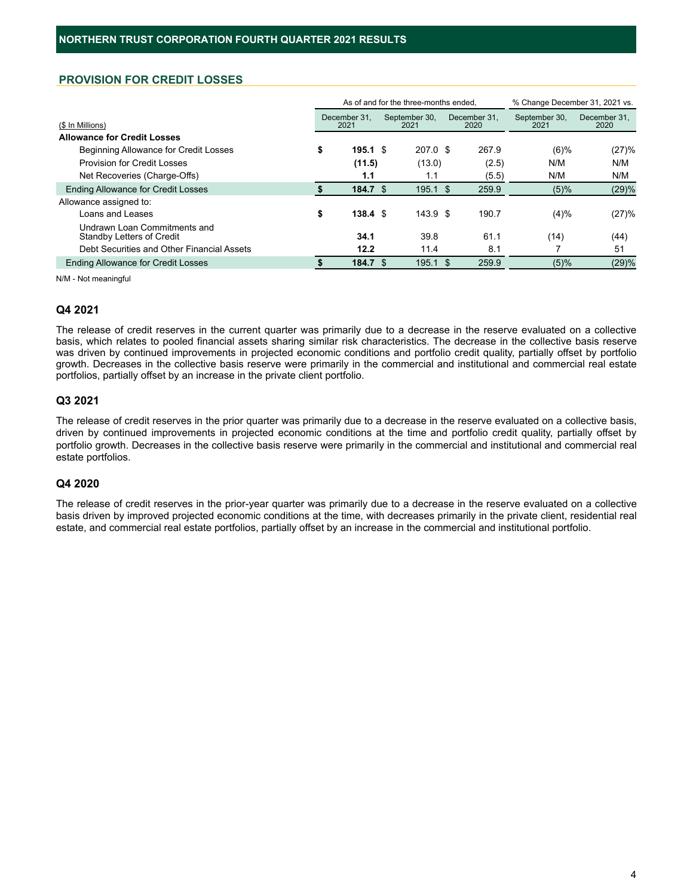## PROVISION FOR CREDIT LOSSES

| ($ In Millions) | December 31, 2021 | September 30, 2021 | December 31, 2020 | % Change December 31, 2021 vs. September 30, 2021 | % Change December 31, 2021 vs. December 31, 2020 |
|---|---|---|---|---|---|
| **Allowance for Credit Losses** | | | | | |
| Beginning Allowance for Credit Losses | $ **195.1** | $ 207.0 | $ 267.9 | (6)% | (27)% |
| Provision for Credit Losses | **(11.5)** | (13.0) | (2.5) | N/M | N/M |
| Net Recoveries (Charge-Offs) | **1.1** | 1.1 | (5.5) | N/M | N/M |
| Ending Allowance for Credit Losses | $ **184.7** | $ 195.1 | $ 259.9 | (5)% | (29)% |
| Allowance assigned to: | | | | | |
| Loans and Leases | $ **138.4** | $ 143.9 | $ 190.7 | (4)% | (27)% |
| Undrawn Loan Commitments and Standby Letters of Credit | **34.1** | 39.8 | 61.1 | (14) | (44) |
| Debt Securities and Other Financial Assets | **12.2** | 11.4 | 8.1 | 7 | 51 |
| Ending Allowance for Credit Losses | $ **184.7** | $ 195.1 | $ 259.9 | (5)% | (29)% |

N/M - Not meaningful

### Q4 2021

The release of credit reserves in the current quarter was primarily due to a decrease in the reserve evaluated on a collective basis, which relates to pooled financial assets sharing similar risk characteristics. The decrease in the collective basis reserve was driven by continued improvements in projected economic conditions and portfolio credit quality, partially offset by portfolio growth. Decreases in the collective basis reserve were primarily in the commercial and institutional and commercial real estate portfolios, partially offset by an increase in the private client portfolio.

### Q3 2021

The release of credit reserves in the prior quarter was primarily due to a decrease in the reserve evaluated on a collective basis, driven by continued improvements in projected economic conditions at the time and portfolio credit quality, partially offset by portfolio growth. Decreases in the collective basis reserve were primarily in the commercial and institutional and commercial real estate portfolios.

### Q4 2020

The release of credit reserves in the prior-year quarter was primarily due to a decrease in the reserve evaluated on a collective basis driven by improved projected economic conditions at the time, with decreases primarily in the private client, residential real estate, and commercial real estate portfolios, partially offset by an increase in the commercial and institutional portfolio.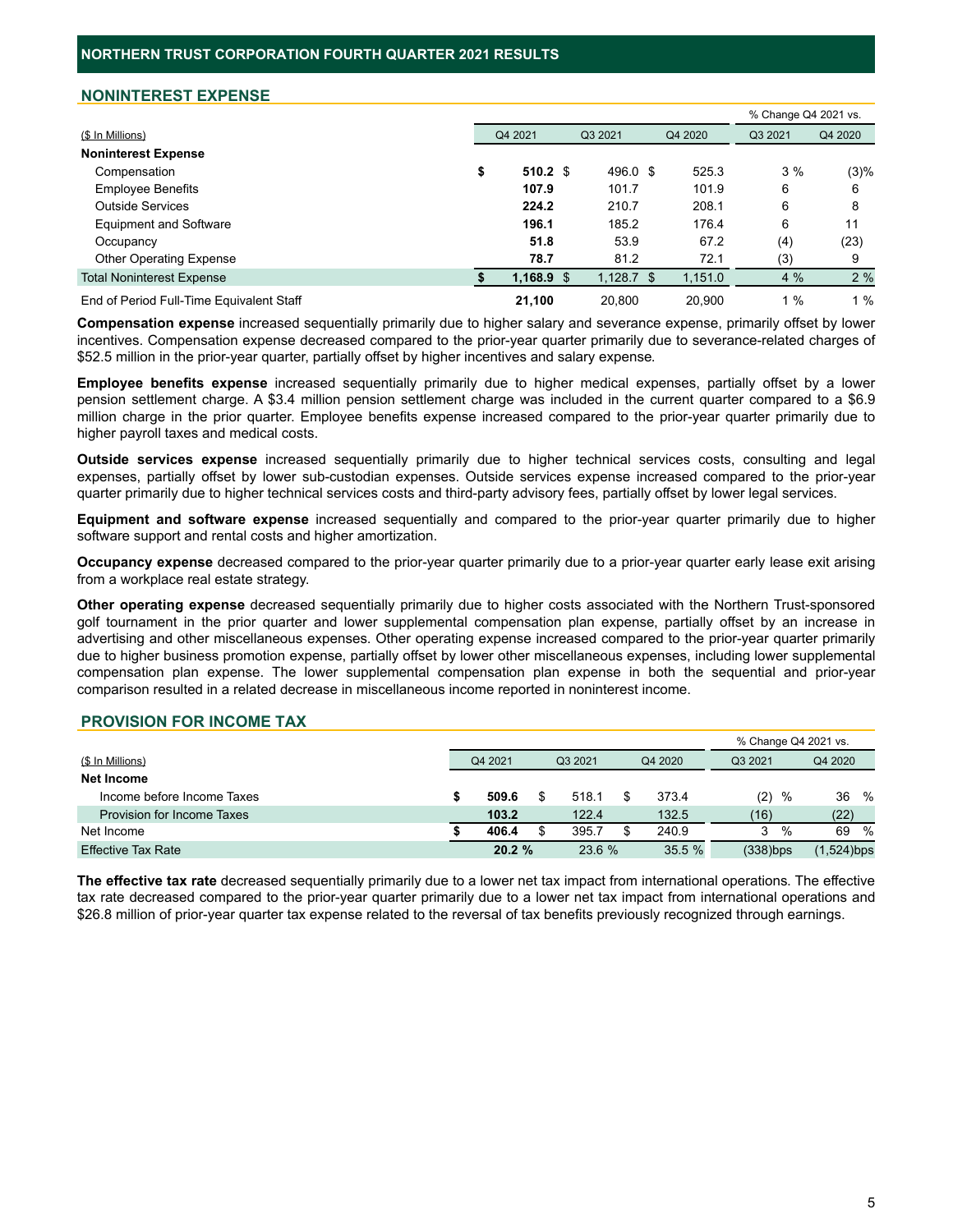## NORTHERN TRUST CORPORATION FOURTH QUARTER 2021 RESULTS

### NONINTEREST EXPENSE

| ($ In Millions) | Q4 2021 | Q3 2021 | Q4 2020 | % Change Q4 2021 vs. Q3 2021 | % Change Q4 2021 vs. Q4 2020 |
|---|---|---|---|---|---|
| **Noninterest Expense** | | | | | |
| Compensation | **$ 510.2** | $ 496.0 | $ 525.3 | 3 % | (3)% |
| Employee Benefits | **107.9** | 101.7 | 101.9 | 6 | 6 |
| Outside Services | **224.2** | 210.7 | 208.1 | 6 | 8 |
| Equipment and Software | **196.1** | 185.2 | 176.4 | 6 | 11 |
| Occupancy | **51.8** | 53.9 | 67.2 | (4) | (23) |
| Other Operating Expense | **78.7** | 81.2 | 72.1 | (3) | 9 |
| Total Noninterest Expense | **$ 1,168.9** | $ 1,128.7 | $ 1,151.0 | 4 % | 2 % |
| End of Period Full-Time Equivalent Staff | **21,100** | 20,800 | 20,900 | 1 % | 1 % |

**Compensation expense** increased sequentially primarily due to higher salary and severance expense, primarily offset by lower incentives. Compensation expense decreased compared to the prior-year quarter primarily due to severance-related charges of $52.5 million in the prior-year quarter, partially offset by higher incentives and salary expense.

**Employee benefits expense** increased sequentially primarily due to higher medical expenses, partially offset by a lower pension settlement charge. A $3.4 million pension settlement charge was included in the current quarter compared to a $6.9 million charge in the prior quarter. Employee benefits expense increased compared to the prior-year quarter primarily due to higher payroll taxes and medical costs.

**Outside services expense** increased sequentially primarily due to higher technical services costs, consulting and legal expenses, partially offset by lower sub-custodian expenses. Outside services expense increased compared to the prior-year quarter primarily due to higher technical services costs and third-party advisory fees, partially offset by lower legal services.

**Equipment and software expense** increased sequentially and compared to the prior-year quarter primarily due to higher software support and rental costs and higher amortization.

**Occupancy expense** decreased compared to the prior-year quarter primarily due to a prior-year quarter early lease exit arising from a workplace real estate strategy.

**Other operating expense** decreased sequentially primarily due to higher costs associated with the Northern Trust-sponsored golf tournament in the prior quarter and lower supplemental compensation plan expense, partially offset by an increase in advertising and other miscellaneous expenses. Other operating expense increased compared to the prior-year quarter primarily due to higher business promotion expense, partially offset by lower other miscellaneous expenses, including lower supplemental compensation plan expense. The lower supplemental compensation plan expense in both the sequential and prior-year comparison resulted in a related decrease in miscellaneous income reported in noninterest income.

### PROVISION FOR INCOME TAX

| ($ In Millions) | Q4 2021 | Q3 2021 | Q4 2020 | % Change Q4 2021 vs. Q3 2021 | % Change Q4 2021 vs. Q4 2020 |
|---|---|---|---|---|---|
| **Net Income** | | | | | |
| Income before Income Taxes | **$ 509.6** | $ 518.1 | $ 373.4 | (2) % | 36 % |
| Provision for Income Taxes | **103.2** | 122.4 | 132.5 | (16) | (22) |
| Net Income | **$ 406.4** | $ 395.7 | $ 240.9 | 3 % | 69 % |
| Effective Tax Rate | **20.2 %** | 23.6 % | 35.5 % | (338)bps | (1,524)bps |

**The effective tax rate** decreased sequentially primarily due to a lower net tax impact from international operations. The effective tax rate decreased compared to the prior-year quarter primarily due to a lower net tax impact from international operations and $26.8 million of prior-year quarter tax expense related to the reversal of tax benefits previously recognized through earnings.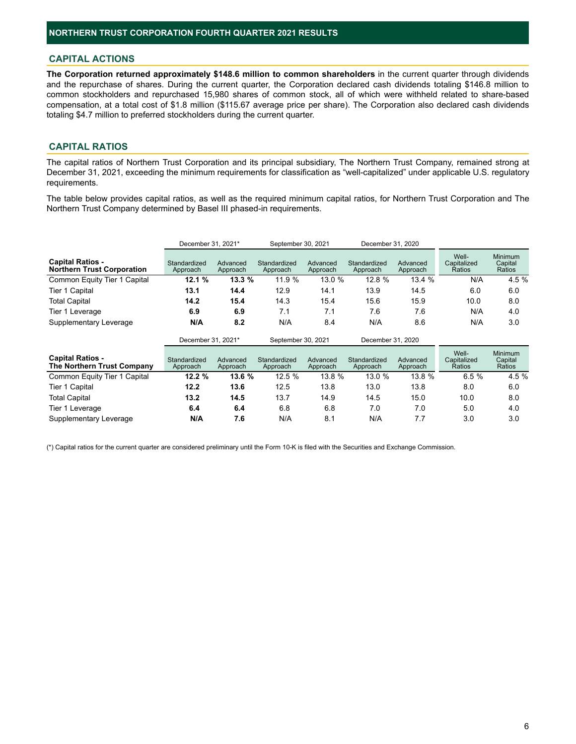## CAPITAL ACTIONS

**The Corporation returned approximately $148.6 million to common shareholders** in the current quarter through dividends and the repurchase of shares. During the current quarter, the Corporation declared cash dividends totaling $146.8 million to common stockholders and repurchased 15,980 shares of common stock, all of which were withheld related to share-based compensation, at a total cost of $1.8 million ($115.67 average price per share). The Corporation also declared cash dividends totaling $4.7 million to preferred stockholders during the current quarter.

## CAPITAL RATIOS

The capital ratios of Northern Trust Corporation and its principal subsidiary, The Northern Trust Company, remained strong at December 31, 2021, exceeding the minimum requirements for classification as "well-capitalized" under applicable U.S. regulatory requirements.

The table below provides capital ratios, as well as the required minimum capital ratios, for Northern Trust Corporation and The Northern Trust Company determined by Basel III phased-in requirements.

| | December 31, 2021* | | September 30, 2021 | | December 31, 2020 | | | |
|---|---|---|---|---|---|---|---|---|
| **Capital Ratios - Northern Trust Corporation** | Standardized Approach | Advanced Approach | Standardized Approach | Advanced Approach | Standardized Approach | Advanced Approach | Well-Capitalized Ratios | Minimum Capital Ratios |
| Common Equity Tier 1 Capital | **12.1 %** | **13.3 %** | 11.9 % | 13.0 % | 12.8 % | 13.4 % | N/A | 4.5 % |
| Tier 1 Capital | **13.1** | **14.4** | 12.9 | 14.1 | 13.9 | 14.5 | 6.0 | 6.0 |
| Total Capital | **14.2** | **15.4** | 14.3 | 15.4 | 15.6 | 15.9 | 10.0 | 8.0 |
| Tier 1 Leverage | **6.9** | **6.9** | 7.1 | 7.1 | 7.6 | 7.6 | N/A | 4.0 |
| Supplementary Leverage | **N/A** | **8.2** | N/A | 8.4 | N/A | 8.6 | N/A | 3.0 |

| | December 31, 2021* | | September 30, 2021 | | December 31, 2020 | | | |
|---|---|---|---|---|---|---|---|---|
| **Capital Ratios - The Northern Trust Company** | Standardized Approach | Advanced Approach | Standardized Approach | Advanced Approach | Standardized Approach | Advanced Approach | Well-Capitalized Ratios | Minimum Capital Ratios |
| Common Equity Tier 1 Capital | **12.2 %** | **13.6 %** | 12.5 % | 13.8 % | 13.0 % | 13.8 % | 6.5 % | 4.5 % |
| Tier 1 Capital | **12.2** | **13.6** | 12.5 | 13.8 | 13.0 | 13.8 | 8.0 | 6.0 |
| Total Capital | **13.2** | **14.5** | 13.7 | 14.9 | 14.5 | 15.0 | 10.0 | 8.0 |
| Tier 1 Leverage | **6.4** | **6.4** | 6.8 | 6.8 | 7.0 | 7.0 | 5.0 | 4.0 |
| Supplementary Leverage | **N/A** | **7.6** | N/A | 8.1 | N/A | 7.7 | 3.0 | 3.0 |

(*) Capital ratios for the current quarter are considered preliminary until the Form 10-K is filed with the Securities and Exchange Commission.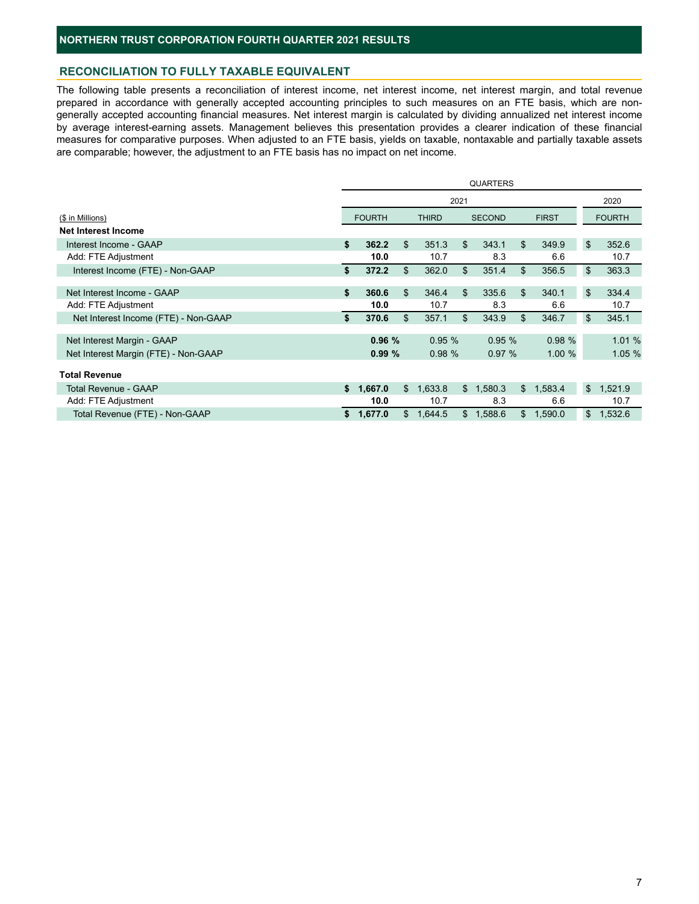# NORTHERN TRUST CORPORATION FOURTH QUARTER 2021 RESULTS

## RECONCILIATION TO FULLY TAXABLE EQUIVALENT

The following table presents a reconciliation of interest income, net interest income, net interest margin, and total revenue prepared in accordance with generally accepted accounting principles to such measures on an FTE basis, which are non-generally accepted accounting financial measures. Net interest margin is calculated by dividing annualized net interest income by average interest-earning assets. Management believes this presentation provides a clearer indication of these financial measures for comparative purposes. When adjusted to an FTE basis, yields on taxable, nontaxable and partially taxable assets are comparable; however, the adjustment to an FTE basis has no impact on net income.

| | QUARTERS | | | | |
|---|---|---|---|---|---|
| | 2021 | | | | 2020 |
| ($ in Millions) | FOURTH | THIRD | SECOND | FIRST | FOURTH |
| **Net Interest Income** | | | | | |
| Interest Income - GAAP | **$ 362.2** | $ 351.3 | $ 343.1 | $ 349.9 | $ 352.6 |
| Add: FTE Adjustment | **10.0** | 10.7 | 8.3 | 6.6 | 10.7 |
| Interest Income (FTE) - Non-GAAP | **$ 372.2** | $ 362.0 | $ 351.4 | $ 356.5 | $ 363.3 |
| | | | | | |
| Net Interest Income - GAAP | **$ 360.6** | $ 346.4 | $ 335.6 | $ 340.1 | $ 334.4 |
| Add: FTE Adjustment | **10.0** | 10.7 | 8.3 | 6.6 | 10.7 |
| Net Interest Income (FTE) - Non-GAAP | **$ 370.6** | $ 357.1 | $ 343.9 | $ 346.7 | $ 345.1 |
| | | | | | |
| Net Interest Margin - GAAP | **0.96 %** | 0.95 % | 0.95 % | 0.98 % | 1.01 % |
| Net Interest Margin (FTE) - Non-GAAP | **0.99 %** | 0.98 % | 0.97 % | 1.00 % | 1.05 % |
| | | | | | |
| **Total Revenue** | | | | | |
| Total Revenue - GAAP | **$ 1,667.0** | $ 1,633.8 | $ 1,580.3 | $ 1,583.4 | $ 1,521.9 |
| Add: FTE Adjustment | **10.0** | 10.7 | 8.3 | 6.6 | 10.7 |
| Total Revenue (FTE) - Non-GAAP | **$ 1,677.0** | $ 1,644.5 | $ 1,588.6 | $ 1,590.0 | $ 1,532.6 |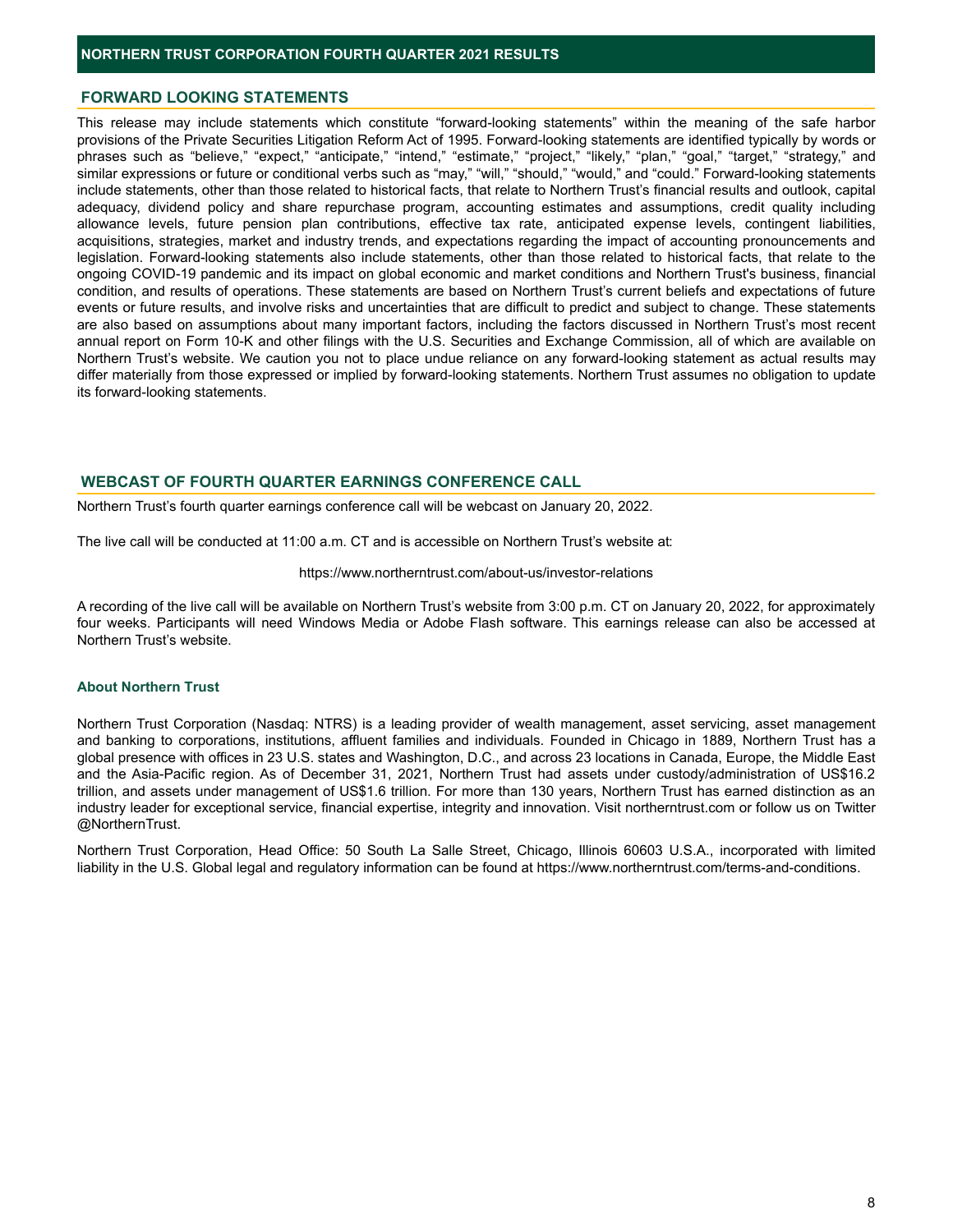## FORWARD LOOKING STATEMENTS

This release may include statements which constitute "forward-looking statements" within the meaning of the safe harbor provisions of the Private Securities Litigation Reform Act of 1995. Forward-looking statements are identified typically by words or phrases such as "believe," "expect," "anticipate," "intend," "estimate," "project," "likely," "plan," "goal," "target," "strategy," and similar expressions or future or conditional verbs such as "may," "will," "should," "would," and "could." Forward-looking statements include statements, other than those related to historical facts, that relate to Northern Trust's financial results and outlook, capital adequacy, dividend policy and share repurchase program, accounting estimates and assumptions, credit quality including allowance levels, future pension plan contributions, effective tax rate, anticipated expense levels, contingent liabilities, acquisitions, strategies, market and industry trends, and expectations regarding the impact of accounting pronouncements and legislation. Forward-looking statements also include statements, other than those related to historical facts, that relate to the ongoing COVID-19 pandemic and its impact on global economic and market conditions and Northern Trust's business, financial condition, and results of operations. These statements are based on Northern Trust's current beliefs and expectations of future events or future results, and involve risks and uncertainties that are difficult to predict and subject to change. These statements are also based on assumptions about many important factors, including the factors discussed in Northern Trust's most recent annual report on Form 10-K and other filings with the U.S. Securities and Exchange Commission, all of which are available on Northern Trust's website. We caution you not to place undue reliance on any forward-looking statement as actual results may differ materially from those expressed or implied by forward-looking statements. Northern Trust assumes no obligation to update its forward-looking statements.

## WEBCAST OF FOURTH QUARTER EARNINGS CONFERENCE CALL

Northern Trust's fourth quarter earnings conference call will be webcast on January 20, 2022.

The live call will be conducted at 11:00 a.m. CT and is accessible on Northern Trust's website at:

https://www.northerntrust.com/about-us/investor-relations

A recording of the live call will be available on Northern Trust's website from 3:00 p.m. CT on January 20, 2022, for approximately four weeks. Participants will need Windows Media or Adobe Flash software. This earnings release can also be accessed at Northern Trust's website.

### About Northern Trust

Northern Trust Corporation (Nasdaq: NTRS) is a leading provider of wealth management, asset servicing, asset management and banking to corporations, institutions, affluent families and individuals. Founded in Chicago in 1889, Northern Trust has a global presence with offices in 23 U.S. states and Washington, D.C., and across 23 locations in Canada, Europe, the Middle East and the Asia-Pacific region. As of December 31, 2021, Northern Trust had assets under custody/administration of US$16.2 trillion, and assets under management of US$1.6 trillion. For more than 130 years, Northern Trust has earned distinction as an industry leader for exceptional service, financial expertise, integrity and innovation. Visit northerntrust.com or follow us on Twitter @NorthernTrust.

Northern Trust Corporation, Head Office: 50 South La Salle Street, Chicago, Illinois 60603 U.S.A., incorporated with limited liability in the U.S. Global legal and regulatory information can be found at https://www.northerntrust.com/terms-and-conditions.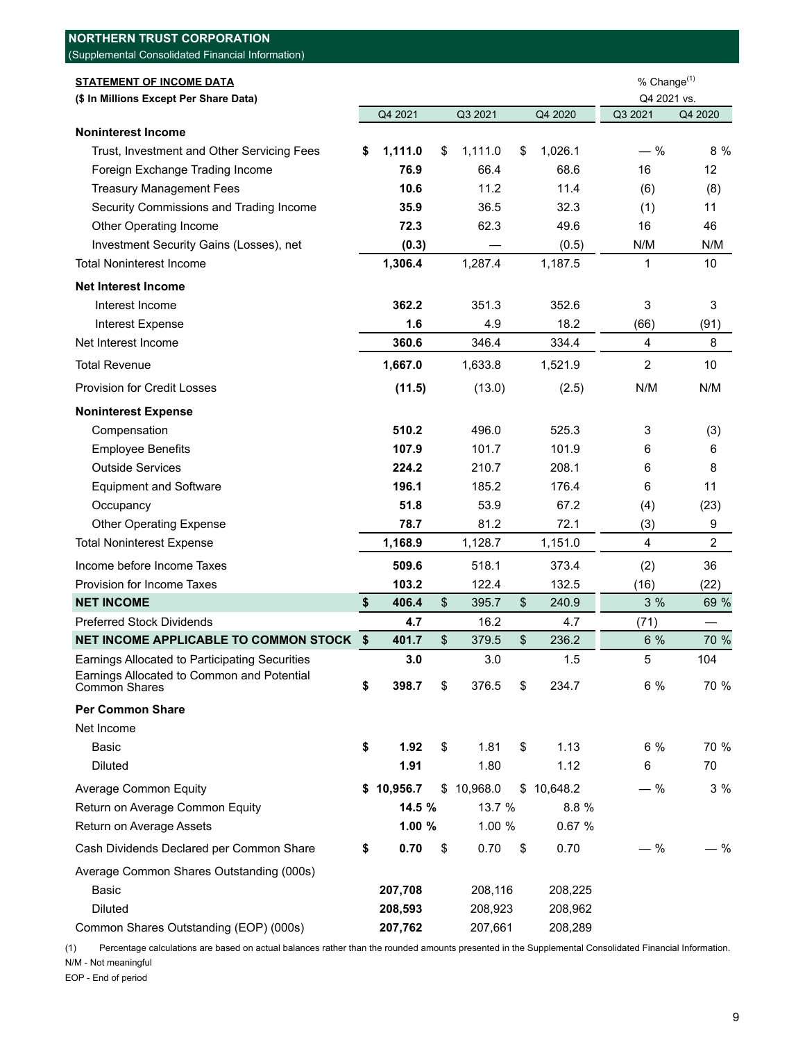## NORTHERN TRUST CORPORATION

(Supplemental Consolidated Financial Information)

**STATEMENT OF INCOME DATA**

**($ In Millions Except Per Share Data)**

| | Q4 2021 | Q3 2021 | Q4 2020 | % Change[(1)] Q4 2021 vs. Q3 2021 | % Change[(1)] Q4 2021 vs. Q4 2020 |
|---|---|---|---|---|---|
| **Noninterest Income** | | | | | |
| Trust, Investment and Other Servicing Fees | **$ 1,111.0** | $ 1,111.0 | $ 1,026.1 | — % | 8 % |
| Foreign Exchange Trading Income | **76.9** | 66.4 | 68.6 | 16 | 12 |
| Treasury Management Fees | **10.6** | 11.2 | 11.4 | (6) | (8) |
| Security Commissions and Trading Income | **35.9** | 36.5 | 32.3 | (1) | 11 |
| Other Operating Income | **72.3** | 62.3 | 49.6 | 16 | 46 |
| Investment Security Gains (Losses), net | **(0.3)** | — | (0.5) | N/M | N/M |
| Total Noninterest Income | **1,306.4** | 1,287.4 | 1,187.5 | 1 | 10 |
| **Net Interest Income** | | | | | |
| Interest Income | **362.2** | 351.3 | 352.6 | 3 | 3 |
| Interest Expense | **1.6** | 4.9 | 18.2 | (66) | (91) |
| Net Interest Income | **360.6** | 346.4 | 334.4 | 4 | 8 |
| Total Revenue | **1,667.0** | 1,633.8 | 1,521.9 | 2 | 10 |
| Provision for Credit Losses | **(11.5)** | (13.0) | (2.5) | N/M | N/M |
| **Noninterest Expense** | | | | | |
| Compensation | **510.2** | 496.0 | 525.3 | 3 | (3) |
| Employee Benefits | **107.9** | 101.7 | 101.9 | 6 | 6 |
| Outside Services | **224.2** | 210.7 | 208.1 | 6 | 8 |
| Equipment and Software | **196.1** | 185.2 | 176.4 | 6 | 11 |
| Occupancy | **51.8** | 53.9 | 67.2 | (4) | (23) |
| Other Operating Expense | **78.7** | 81.2 | 72.1 | (3) | 9 |
| Total Noninterest Expense | **1,168.9** | 1,128.7 | 1,151.0 | 4 | 2 |
| Income before Income Taxes | **509.6** | 518.1 | 373.4 | (2) | 36 |
| Provision for Income Taxes | **103.2** | 122.4 | 132.5 | (16) | (22) |
| **NET INCOME** | **$ 406.4** | $ 395.7 | $ 240.9 | 3 % | 69 % |
| Preferred Stock Dividends | **4.7** | 16.2 | 4.7 | (71) | — |
| **NET INCOME APPLICABLE TO COMMON STOCK** | **$ 401.7** | $ 379.5 | $ 236.2 | 6 % | 70 % |
| Earnings Allocated to Participating Securities | **3.0** | 3.0 | 1.5 | 5 | 104 |
| Earnings Allocated to Common and Potential Common Shares | **$ 398.7** | $ 376.5 | $ 234.7 | 6 % | 70 % |
| **Per Common Share** | | | | | |
| Net Income | | | | | |
| Basic | **$ 1.92** | $ 1.81 | $ 1.13 | 6 % | 70 % |
| Diluted | **1.91** | 1.80 | 1.12 | 6 | 70 |
| Average Common Equity | **$ 10,956.7** | $ 10,968.0 | $ 10,648.2 | — % | 3 % |
| Return on Average Common Equity | **14.5 %** | 13.7 % | 8.8 % | | |
| Return on Average Assets | **1.00 %** | 1.00 % | 0.67 % | | |
| Cash Dividends Declared per Common Share | **$ 0.70** | $ 0.70 | $ 0.70 | — % | — % |
| Average Common Shares Outstanding (000s) | | | | | |
| Basic | **207,708** | 208,116 | 208,225 | | |
| Diluted | **208,593** | 208,923 | 208,962 | | |
| Common Shares Outstanding (EOP) (000s) | **207,762** | 207,661 | 208,289 | | |

(1) Percentage calculations are based on actual balances rather than the rounded amounts presented in the Supplemental Consolidated Financial Information.

N/M - Not meaningful

EOP - End of period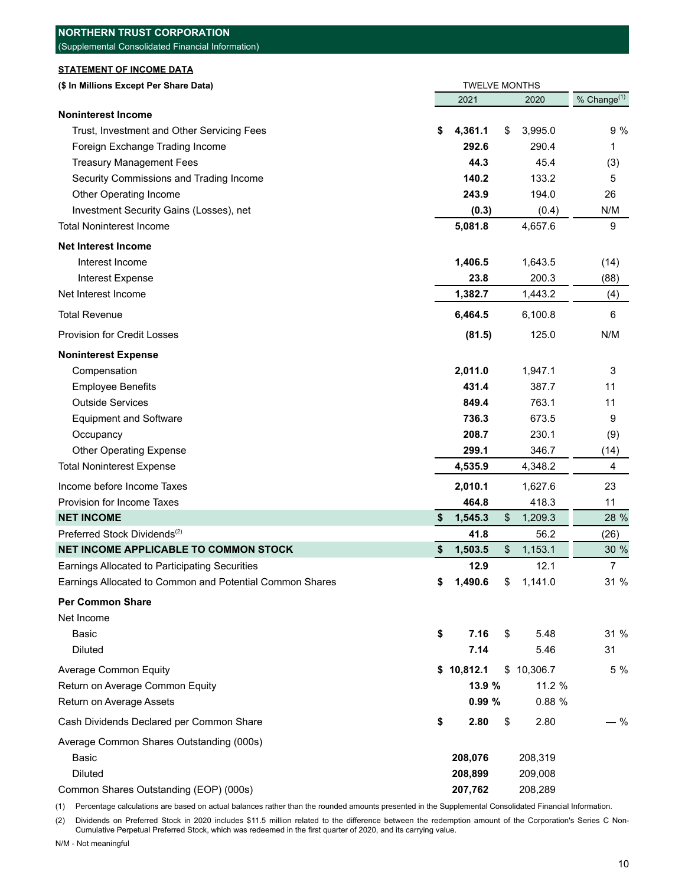## NORTHERN TRUST CORPORATION

(Supplemental Consolidated Financial Information)

**STATEMENT OF INCOME DATA**

| ($ In Millions Except Per Share Data) | TWELVE MONTHS | | |
|---|---|---|---|
| | 2021 | 2020 | % Change[1] |
| **Noninterest Income** | | | |
| Trust, Investment and Other Servicing Fees | **$ 4,361.1** | $ 3,995.0 | 9 % |
| Foreign Exchange Trading Income | **292.6** | 290.4 | 1 |
| Treasury Management Fees | **44.3** | 45.4 | (3) |
| Security Commissions and Trading Income | **140.2** | 133.2 | 5 |
| Other Operating Income | **243.9** | 194.0 | 26 |
| Investment Security Gains (Losses), net | **(0.3)** | (0.4) | N/M |
| Total Noninterest Income | **5,081.8** | 4,657.6 | 9 |
| **Net Interest Income** | | | |
| Interest Income | **1,406.5** | 1,643.5 | (14) |
| Interest Expense | **23.8** | 200.3 | (88) |
| Net Interest Income | **1,382.7** | 1,443.2 | (4) |
| Total Revenue | **6,464.5** | 6,100.8 | 6 |
| Provision for Credit Losses | **(81.5)** | 125.0 | N/M |
| **Noninterest Expense** | | | |
| Compensation | **2,011.0** | 1,947.1 | 3 |
| Employee Benefits | **431.4** | 387.7 | 11 |
| Outside Services | **849.4** | 763.1 | 11 |
| Equipment and Software | **736.3** | 673.5 | 9 |
| Occupancy | **208.7** | 230.1 | (9) |
| Other Operating Expense | **299.1** | 346.7 | (14) |
| Total Noninterest Expense | **4,535.9** | 4,348.2 | 4 |
| Income before Income Taxes | **2,010.1** | 1,627.6 | 23 |
| Provision for Income Taxes | **464.8** | 418.3 | 11 |
| **NET INCOME** | **$ 1,545.3** | $ 1,209.3 | 28 % |
| Preferred Stock Dividends[2] | **41.8** | 56.2 | (26) |
| **NET INCOME APPLICABLE TO COMMON STOCK** | **$ 1,503.5** | $ 1,153.1 | 30 % |
| Earnings Allocated to Participating Securities | **12.9** | 12.1 | 7 |
| Earnings Allocated to Common and Potential Common Shares | **$ 1,490.6** | $ 1,141.0 | 31 % |
| **Per Common Share** | | | |
| Net Income | | | |
| Basic | **$ 7.16** | $ 5.48 | 31 % |
| Diluted | **7.14** | 5.46 | 31 |
| Average Common Equity | **$ 10,812.1** | $ 10,306.7 | 5 % |
| Return on Average Common Equity | **13.9 %** | 11.2 % | |
| Return on Average Assets | **0.99 %** | 0.88 % | |
| Cash Dividends Declared per Common Share | **$ 2.80** | $ 2.80 | — % |
| Average Common Shares Outstanding (000s) | | | |
| Basic | **208,076** | 208,319 | |
| Diluted | **208,899** | 209,008 | |
| Common Shares Outstanding (EOP) (000s) | **207,762** | 208,289 | |

(1) Percentage calculations are based on actual balances rather than the rounded amounts presented in the Supplemental Consolidated Financial Information.

(2) Dividends on Preferred Stock in 2020 includes $11.5 million related to the difference between the redemption amount of the Corporation's Series C Non-Cumulative Perpetual Preferred Stock, which was redeemed in the first quarter of 2020, and its carrying value.

N/M - Not meaningful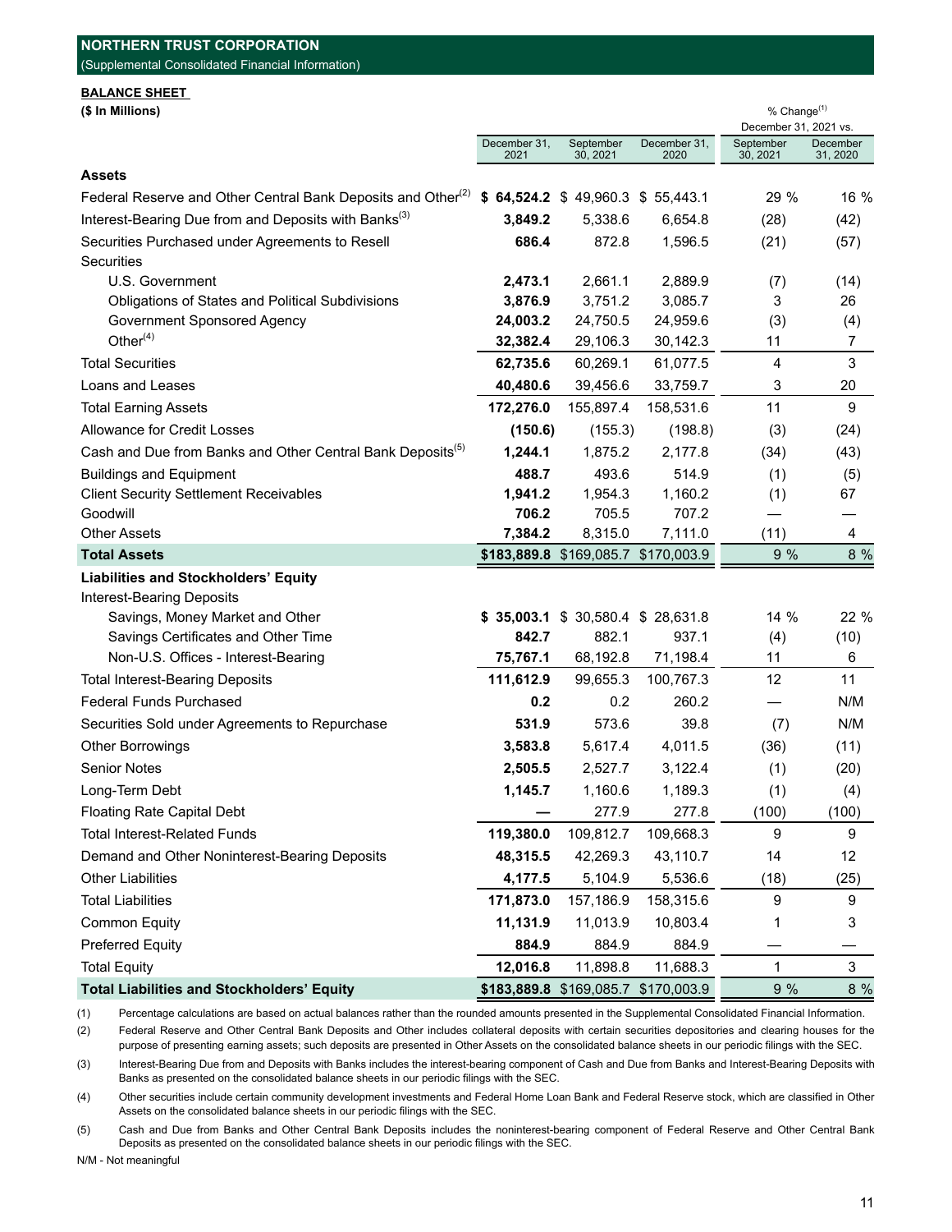## NORTHERN TRUST CORPORATION

(Supplemental Consolidated Financial Information)

**BALANCE SHEET**

**($ In Millions)**

| | December 31, 2021 | September 30, 2021 | December 31, 2020 | % Change[(1)] December 31, 2021 vs. September 30, 2021 | % Change[(1)] December 31, 2021 vs. December 31, 2020 |
|---|---|---|---|---|---|
| **Assets** | | | | | |
| Federal Reserve and Other Central Bank Deposits and Other[(2)] | **$ 64,524.2** | $ 49,960.3 | $ 55,443.1 | 29 % | 16 % |
| Interest-Bearing Due from and Deposits with Banks[(3)] | **3,849.2** | 5,338.6 | 6,654.8 | (28) | (42) |
| Securities Purchased under Agreements to Resell | **686.4** | 872.8 | 1,596.5 | (21) | (57) |
| Securities | | | | | |
| U.S. Government | **2,473.1** | 2,661.1 | 2,889.9 | (7) | (14) |
| Obligations of States and Political Subdivisions | **3,876.9** | 3,751.2 | 3,085.7 | 3 | 26 |
| Government Sponsored Agency | **24,003.2** | 24,750.5 | 24,959.6 | (3) | (4) |
| Other[(4)] | **32,382.4** | 29,106.3 | 30,142.3 | 11 | 7 |
| Total Securities | **62,735.6** | 60,269.1 | 61,077.5 | 4 | 3 |
| Loans and Leases | **40,480.6** | 39,456.6 | 33,759.7 | 3 | 20 |
| Total Earning Assets | **172,276.0** | 155,897.4 | 158,531.6 | 11 | 9 |
| Allowance for Credit Losses | **(150.6)** | (155.3) | (198.8) | (3) | (24) |
| Cash and Due from Banks and Other Central Bank Deposits[(5)] | **1,244.1** | 1,875.2 | 2,177.8 | (34) | (43) |
| Buildings and Equipment | **488.7** | 493.6 | 514.9 | (1) | (5) |
| Client Security Settlement Receivables | **1,941.2** | 1,954.3 | 1,160.2 | (1) | 67 |
| Goodwill | **706.2** | 705.5 | 707.2 | — | — |
| Other Assets | **7,384.2** | 8,315.0 | 7,111.0 | (11) | 4 |
| **Total Assets** | **$183,889.8** | **$169,085.7** | **$170,003.9** | **9 %** | **8 %** |
| **Liabilities and Stockholders' Equity** | | | | | |
| Interest-Bearing Deposits | | | | | |
| Savings, Money Market and Other | **$ 35,003.1** | $ 30,580.4 | $ 28,631.8 | 14 % | 22 % |
| Savings Certificates and Other Time | **842.7** | 882.1 | 937.1 | (4) | (10) |
| Non-U.S. Offices - Interest-Bearing | **75,767.1** | 68,192.8 | 71,198.4 | 11 | 6 |
| Total Interest-Bearing Deposits | **111,612.9** | 99,655.3 | 100,767.3 | 12 | 11 |
| Federal Funds Purchased | **0.2** | 0.2 | 260.2 | — | N/M |
| Securities Sold under Agreements to Repurchase | **531.9** | 573.6 | 39.8 | (7) | N/M |
| Other Borrowings | **3,583.8** | 5,617.4 | 4,011.5 | (36) | (11) |
| Senior Notes | **2,505.5** | 2,527.7 | 3,122.4 | (1) | (20) |
| Long-Term Debt | **1,145.7** | 1,160.6 | 1,189.3 | (1) | (4) |
| Floating Rate Capital Debt | **—** | 277.9 | 277.8 | (100) | (100) |
| Total Interest-Related Funds | **119,380.0** | 109,812.7 | 109,668.3 | 9 | 9 |
| Demand and Other Noninterest-Bearing Deposits | **48,315.5** | 42,269.3 | 43,110.7 | 14 | 12 |
| Other Liabilities | **4,177.5** | 5,104.9 | 5,536.6 | (18) | (25) |
| Total Liabilities | **171,873.0** | 157,186.9 | 158,315.6 | 9 | 9 |
| Common Equity | **11,131.9** | 11,013.9 | 10,803.4 | 1 | 3 |
| Preferred Equity | **884.9** | 884.9 | 884.9 | — | — |
| Total Equity | **12,016.8** | 11,898.8 | 11,688.3 | 1 | 3 |
| **Total Liabilities and Stockholders' Equity** | **$183,889.8** | **$169,085.7** | **$170,003.9** | **9 %** | **8 %** |

(1) Percentage calculations are based on actual balances rather than the rounded amounts presented in the Supplemental Consolidated Financial Information.

(2) Federal Reserve and Other Central Bank Deposits and Other includes collateral deposits with certain securities depositories and clearing houses for the purpose of presenting earning assets; such deposits are presented in Other Assets on the consolidated balance sheets in our periodic filings with the SEC.

(3) Interest-Bearing Due from and Deposits with Banks includes the interest-bearing component of Cash and Due from Banks and Interest-Bearing Deposits with Banks as presented on the consolidated balance sheets in our periodic filings with the SEC.

(4) Other securities include certain community development investments and Federal Home Loan Bank and Federal Reserve stock, which are classified in Other Assets on the consolidated balance sheets in our periodic filings with the SEC.

(5) Cash and Due from Banks and Other Central Bank Deposits includes the noninterest-bearing component of Federal Reserve and Other Central Bank Deposits as presented on the consolidated balance sheets in our periodic filings with the SEC.

N/M - Not meaningful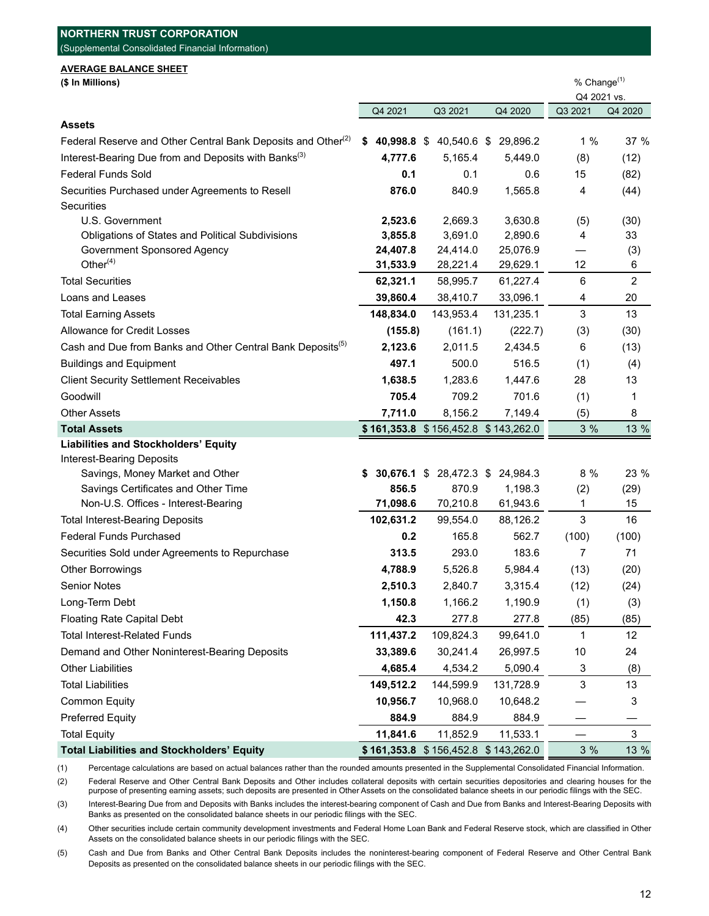**NORTHERN TRUST CORPORATION**
(Supplemental Consolidated Financial Information)

**AVERAGE BALANCE SHEET**

**($ In Millions)**

| | Q4 2021 | Q3 2021 | Q4 2020 | % Change[(1)] Q4 2021 vs. Q3 2021 | % Change[(1)] Q4 2021 vs. Q4 2020 |
|---|---|---|---|---|---|
| **Assets** | | | | | |
| Federal Reserve and Other Central Bank Deposits and Other[(2)] | **$ 40,998.8** | $ 40,540.6 | $ 29,896.2 | 1 % | 37 % |
| Interest-Bearing Due from and Deposits with Banks[(3)] | **4,777.6** | 5,165.4 | 5,449.0 | (8) | (12) |
| Federal Funds Sold | **0.1** | 0.1 | 0.6 | 15 | (82) |
| Securities Purchased under Agreements to Resell | **876.0** | 840.9 | 1,565.8 | 4 | (44) |
| Securities | | | | | |
| U.S. Government | **2,523.6** | 2,669.3 | 3,630.8 | (5) | (30) |
| Obligations of States and Political Subdivisions | **3,855.8** | 3,691.0 | 2,890.6 | 4 | 33 |
| Government Sponsored Agency | **24,407.8** | 24,414.0 | 25,076.9 | — | (3) |
| Other[(4)] | **31,533.9** | 28,221.4 | 29,629.1 | 12 | 6 |
| Total Securities | **62,321.1** | 58,995.7 | 61,227.4 | 6 | 2 |
| Loans and Leases | **39,860.4** | 38,410.7 | 33,096.1 | 4 | 20 |
| Total Earning Assets | **148,834.0** | 143,953.4 | 131,235.1 | 3 | 13 |
| Allowance for Credit Losses | **(155.8)** | (161.1) | (222.7) | (3) | (30) |
| Cash and Due from Banks and Other Central Bank Deposits[(5)] | **2,123.6** | 2,011.5 | 2,434.5 | 6 | (13) |
| Buildings and Equipment | **497.1** | 500.0 | 516.5 | (1) | (4) |
| Client Security Settlement Receivables | **1,638.5** | 1,283.6 | 1,447.6 | 28 | 13 |
| Goodwill | **705.4** | 709.2 | 701.6 | (1) | 1 |
| Other Assets | **7,711.0** | 8,156.2 | 7,149.4 | (5) | 8 |
| **Total Assets** | **$ 161,353.8** | $ 156,452.8 | $ 143,262.0 | 3 % | 13 % |
| **Liabilities and Stockholders' Equity** | | | | | |
| Interest-Bearing Deposits | | | | | |
| Savings, Money Market and Other | **$ 30,676.1** | $ 28,472.3 | $ 24,984.3 | 8 % | 23 % |
| Savings Certificates and Other Time | **856.5** | 870.9 | 1,198.3 | (2) | (29) |
| Non-U.S. Offices - Interest-Bearing | **71,098.6** | 70,210.8 | 61,943.6 | 1 | 15 |
| Total Interest-Bearing Deposits | **102,631.2** | 99,554.0 | 88,126.2 | 3 | 16 |
| Federal Funds Purchased | **0.2** | 165.8 | 562.7 | (100) | (100) |
| Securities Sold under Agreements to Repurchase | **313.5** | 293.0 | 183.6 | 7 | 71 |
| Other Borrowings | **4,788.9** | 5,526.8 | 5,984.4 | (13) | (20) |
| Senior Notes | **2,510.3** | 2,840.7 | 3,315.4 | (12) | (24) |
| Long-Term Debt | **1,150.8** | 1,166.2 | 1,190.9 | (1) | (3) |
| Floating Rate Capital Debt | **42.3** | 277.8 | 277.8 | (85) | (85) |
| Total Interest-Related Funds | **111,437.2** | 109,824.3 | 99,641.0 | 1 | 12 |
| Demand and Other Noninterest-Bearing Deposits | **33,389.6** | 30,241.4 | 26,997.5 | 10 | 24 |
| Other Liabilities | **4,685.4** | 4,534.2 | 5,090.4 | 3 | (8) |
| Total Liabilities | **149,512.2** | 144,599.9 | 131,728.9 | 3 | 13 |
| Common Equity | **10,956.7** | 10,968.0 | 10,648.2 | — | 3 |
| Preferred Equity | **884.9** | 884.9 | 884.9 | — | — |
| Total Equity | **11,841.6** | 11,852.9 | 11,533.1 | — | 3 |
| **Total Liabilities and Stockholders' Equity** | **$ 161,353.8** | $ 156,452.8 | $ 143,262.0 | 3 % | 13 % |

(1) Percentage calculations are based on actual balances rather than the rounded amounts presented in the Supplemental Consolidated Financial Information.

(2) Federal Reserve and Other Central Bank Deposits and Other includes collateral deposits with certain securities depositories and clearing houses for the purpose of presenting earning assets; such deposits are presented in Other Assets on the consolidated balance sheets in our periodic filings with the SEC.

(3) Interest-Bearing Due from and Deposits with Banks includes the interest-bearing component of Cash and Due from Banks and Interest-Bearing Deposits with Banks as presented on the consolidated balance sheets in our periodic filings with the SEC.

(4) Other securities include certain community development investments and Federal Home Loan Bank and Federal Reserve stock, which are classified in Other Assets on the consolidated balance sheets in our periodic filings with the SEC.

(5) Cash and Due from Banks and Other Central Bank Deposits includes the noninterest-bearing component of Federal Reserve and Other Central Bank Deposits as presented on the consolidated balance sheets in our periodic filings with the SEC.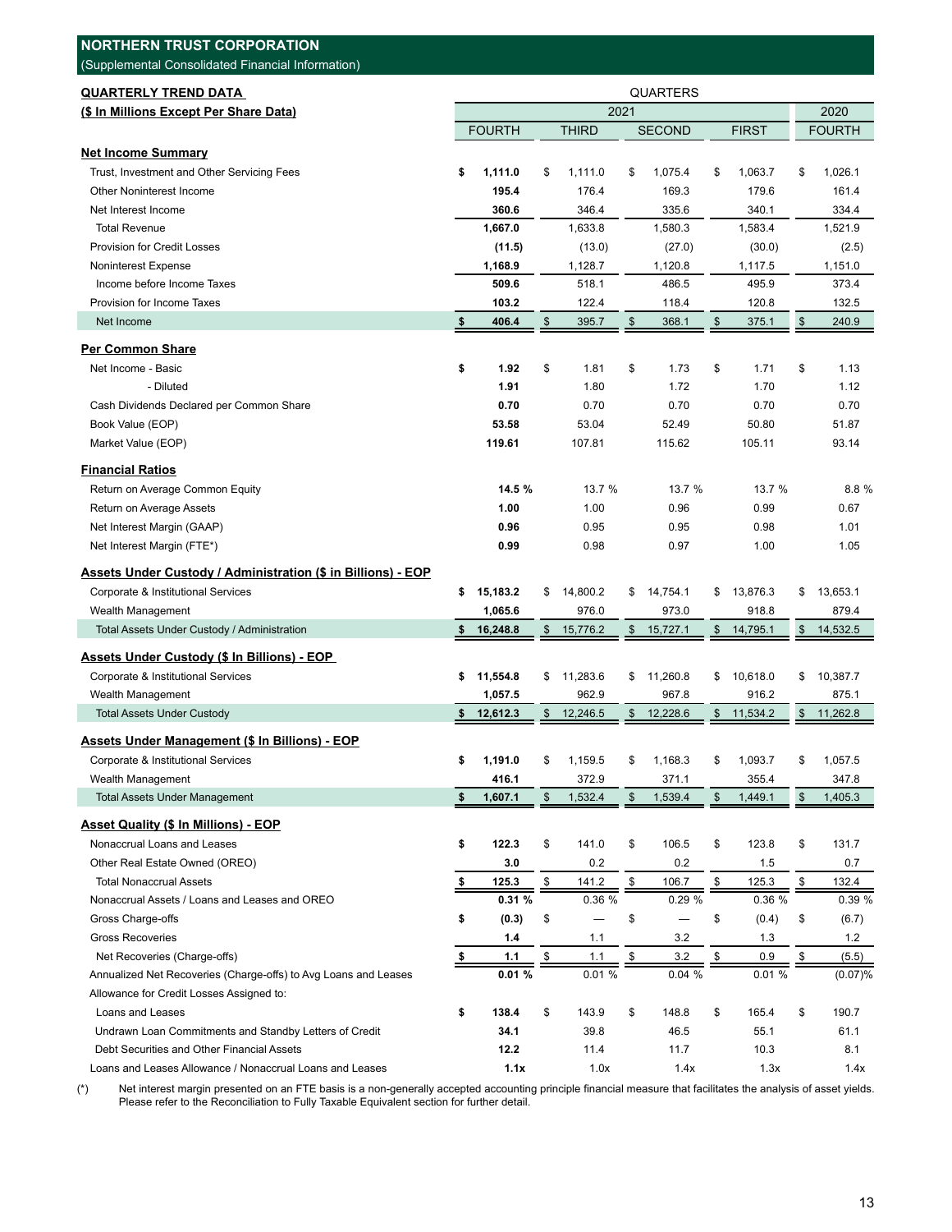## NORTHERN TRUST CORPORATION
(Supplemental Consolidated Financial Information)

| QUARTERLY TREND DATA ($ In Millions Except Per Share Data) | QUARTERS 2021 FOURTH | 2021 THIRD | 2021 SECOND | 2021 FIRST | 2020 FOURTH |
|---|---|---|---|---|---|
| **Net Income Summary** | | | | | |
| Trust, Investment and Other Servicing Fees | $ 1,111.0 | $ 1,111.0 | $ 1,075.4 | $ 1,063.7 | $ 1,026.1 |
| Other Noninterest Income | 195.4 | 176.4 | 169.3 | 179.6 | 161.4 |
| Net Interest Income | 360.6 | 346.4 | 335.6 | 340.1 | 334.4 |
| Total Revenue | 1,667.0 | 1,633.8 | 1,580.3 | 1,583.4 | 1,521.9 |
| Provision for Credit Losses | (11.5) | (13.0) | (27.0) | (30.0) | (2.5) |
| Noninterest Expense | 1,168.9 | 1,128.7 | 1,120.8 | 1,117.5 | 1,151.0 |
| Income before Income Taxes | 509.6 | 518.1 | 486.5 | 495.9 | 373.4 |
| Provision for Income Taxes | 103.2 | 122.4 | 118.4 | 120.8 | 132.5 |
| Net Income | $ 406.4 | $ 395.7 | $ 368.1 | $ 375.1 | $ 240.9 |
| **Per Common Share** | | | | | |
| Net Income - Basic | $ 1.92 | $ 1.81 | $ 1.73 | $ 1.71 | $ 1.13 |
| - Diluted | 1.91 | 1.80 | 1.72 | 1.70 | 1.12 |
| Cash Dividends Declared per Common Share | 0.70 | 0.70 | 0.70 | 0.70 | 0.70 |
| Book Value (EOP) | 53.58 | 53.04 | 52.49 | 50.80 | 51.87 |
| Market Value (EOP) | 119.61 | 107.81 | 115.62 | 105.11 | 93.14 |
| **Financial Ratios** | | | | | |
| Return on Average Common Equity | 14.5 % | 13.7 % | 13.7 % | 13.7 % | 8.8 % |
| Return on Average Assets | 1.00 | 1.00 | 0.96 | 0.99 | 0.67 |
| Net Interest Margin (GAAP) | 0.96 | 0.95 | 0.95 | 0.98 | 1.01 |
| Net Interest Margin (FTE*) | 0.99 | 0.98 | 0.97 | 1.00 | 1.05 |
| **Assets Under Custody / Administration ($ in Billions) - EOP** | | | | | |
| Corporate & Institutional Services | $ 15,183.2 | $ 14,800.2 | $ 14,754.1 | $ 13,876.3 | $ 13,653.1 |
| Wealth Management | 1,065.6 | 976.0 | 973.0 | 918.8 | 879.4 |
| Total Assets Under Custody / Administration | $ 16,248.8 | $ 15,776.2 | $ 15,727.1 | $ 14,795.1 | $ 14,532.5 |
| **Assets Under Custody ($ In Billions) - EOP** | | | | | |
| Corporate & Institutional Services | $ 11,554.8 | $ 11,283.6 | $ 11,260.8 | $ 10,618.0 | $ 10,387.7 |
| Wealth Management | 1,057.5 | 962.9 | 967.8 | 916.2 | 875.1 |
| Total Assets Under Custody | $ 12,612.3 | $ 12,246.5 | $ 12,228.6 | $ 11,534.2 | $ 11,262.8 |
| **Assets Under Management ($ In Billions) - EOP** | | | | | |
| Corporate & Institutional Services | $ 1,191.0 | $ 1,159.5 | $ 1,168.3 | $ 1,093.7 | $ 1,057.5 |
| Wealth Management | 416.1 | 372.9 | 371.1 | 355.4 | 347.8 |
| Total Assets Under Management | $ 1,607.1 | $ 1,532.4 | $ 1,539.4 | $ 1,449.1 | $ 1,405.3 |
| **Asset Quality ($ In Millions) - EOP** | | | | | |
| Nonaccrual Loans and Leases | $ 122.3 | $ 141.0 | $ 106.5 | $ 123.8 | $ 131.7 |
| Other Real Estate Owned (OREO) | 3.0 | 0.2 | 0.2 | 1.5 | 0.7 |
| Total Nonaccrual Assets | $ 125.3 | $ 141.2 | $ 106.7 | $ 125.3 | $ 132.4 |
| Nonaccrual Assets / Loans and Leases and OREO | 0.31 % | 0.36 % | 0.29 % | 0.36 % | 0.39 % |
| Gross Charge-offs | $ (0.3) | $ — | $ — | $ (0.4) | $ (6.7) |
| Gross Recoveries | 1.4 | 1.1 | 3.2 | 1.3 | 1.2 |
| Net Recoveries (Charge-offs) | $ 1.1 | $ 1.1 | $ 3.2 | $ 0.9 | $ (5.5) |
| Annualized Net Recoveries (Charge-offs) to Avg Loans and Leases | 0.01 % | 0.01 % | 0.04 % | 0.01 % | (0.07)% |
| Allowance for Credit Losses Assigned to: | | | | | |
| Loans and Leases | $ 138.4 | $ 143.9 | $ 148.8 | $ 165.4 | $ 190.7 |
| Undrawn Loan Commitments and Standby Letters of Credit | 34.1 | 39.8 | 46.5 | 55.1 | 61.1 |
| Debt Securities and Other Financial Assets | 12.2 | 11.4 | 11.7 | 10.3 | 8.1 |
| Loans and Leases Allowance / Nonaccrual Loans and Leases | 1.1x | 1.0x | 1.4x | 1.3x | 1.4x |

(*) Net interest margin presented on an FTE basis is a non-generally accepted accounting principle financial measure that facilitates the analysis of asset yields. Please refer to the Reconciliation to Fully Taxable Equivalent section for further detail.